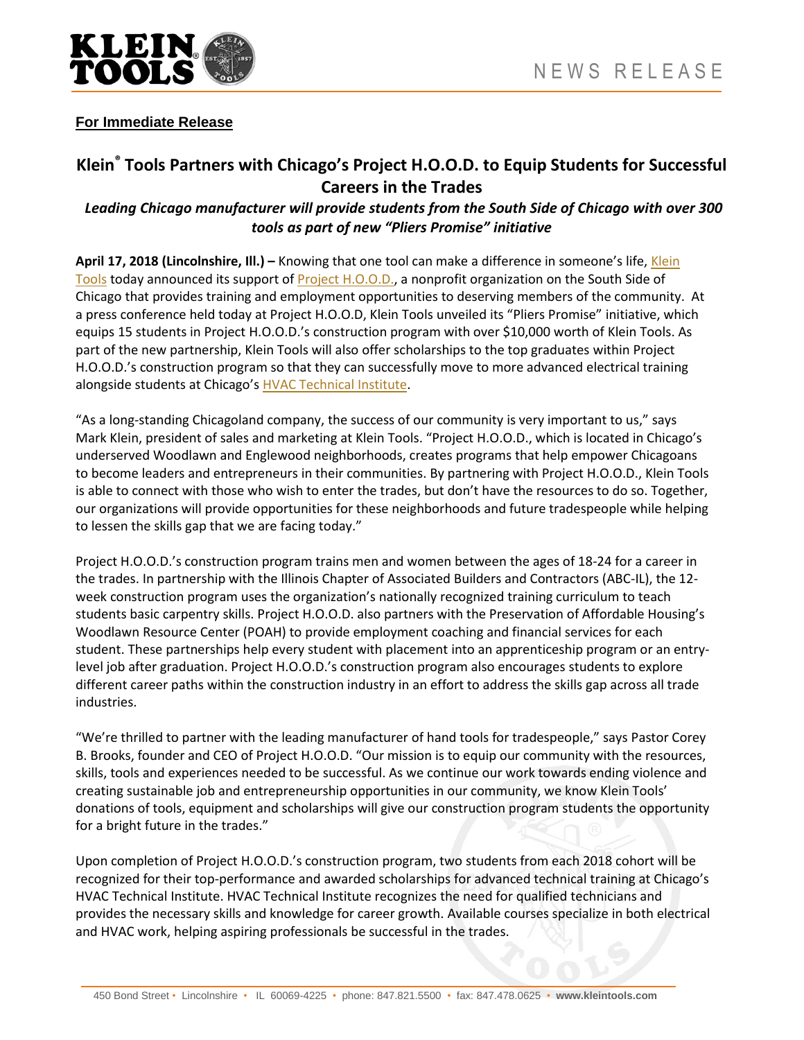**For Immediate Release**

# Klein® Tools Partners with Chicago's Project H.O.O.D. to Equip Students for Successful Careers in the Trades

***Leading Chicago manufacturer will provide students from the South Side of Chicago with over 300 tools as part of new "Pliers Promise" initiative***

**April 17, 2018 (Lincolnshire, Ill.) –** Knowing that one tool can make a difference in someone's life, Klein Tools today announced its support of Project H.O.O.D., a nonprofit organization on the South Side of Chicago that provides training and employment opportunities to deserving members of the community. At a press conference held today at Project H.O.O.D, Klein Tools unveiled its "Pliers Promise" initiative, which equips 15 students in Project H.O.O.D.'s construction program with over $10,000 worth of Klein Tools. As part of the new partnership, Klein Tools will also offer scholarships to the top graduates within Project H.O.O.D.'s construction program so that they can successfully move to more advanced electrical training alongside students at Chicago's HVAC Technical Institute.

"As a long-standing Chicagoland company, the success of our community is very important to us," says Mark Klein, president of sales and marketing at Klein Tools. "Project H.O.O.D., which is located in Chicago's underserved Woodlawn and Englewood neighborhoods, creates programs that help empower Chicagoans to become leaders and entrepreneurs in their communities. By partnering with Project H.O.O.D., Klein Tools is able to connect with those who wish to enter the trades, but don't have the resources to do so. Together, our organizations will provide opportunities for these neighborhoods and future tradespeople while helping to lessen the skills gap that we are facing today."

Project H.O.O.D.'s construction program trains men and women between the ages of 18-24 for a career in the trades. In partnership with the Illinois Chapter of Associated Builders and Contractors (ABC-IL), the 12-week construction program uses the organization's nationally recognized training curriculum to teach students basic carpentry skills. Project H.O.O.D. also partners with the Preservation of Affordable Housing's Woodlawn Resource Center (POAH) to provide employment coaching and financial services for each student. These partnerships help every student with placement into an apprenticeship program or an entry-level job after graduation. Project H.O.O.D.'s construction program also encourages students to explore different career paths within the construction industry in an effort to address the skills gap across all trade industries.

"We're thrilled to partner with the leading manufacturer of hand tools for tradespeople," says Pastor Corey B. Brooks, founder and CEO of Project H.O.O.D. "Our mission is to equip our community with the resources, skills, tools and experiences needed to be successful. As we continue our work towards ending violence and creating sustainable job and entrepreneurship opportunities in our community, we know Klein Tools' donations of tools, equipment and scholarships will give our construction program students the opportunity for a bright future in the trades."

Upon completion of Project H.O.O.D.'s construction program, two students from each 2018 cohort will be recognized for their top-performance and awarded scholarships for advanced technical training at Chicago's HVAC Technical Institute. HVAC Technical Institute recognizes the need for qualified technicians and provides the necessary skills and knowledge for career growth. Available courses specialize in both electrical and HVAC work, helping aspiring professionals be successful in the trades.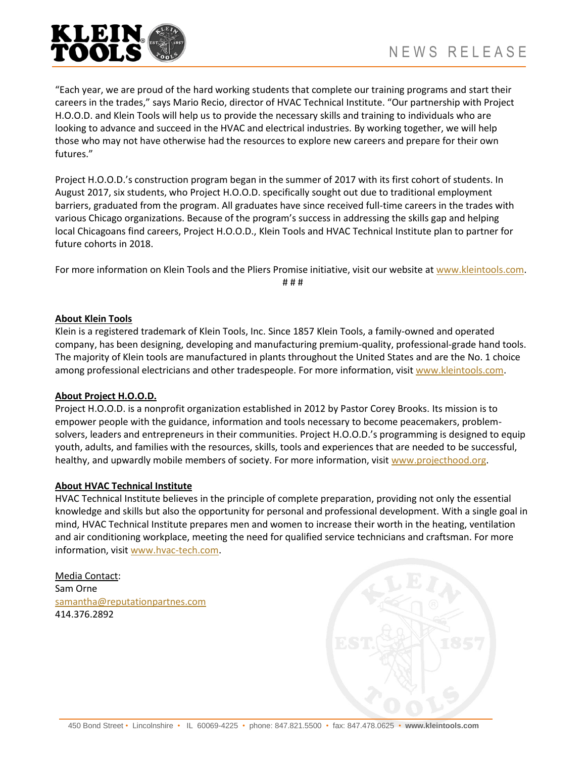"Each year, we are proud of the hard working students that complete our training programs and start their careers in the trades," says Mario Recio, director of HVAC Technical Institute. "Our partnership with Project H.O.O.D. and Klein Tools will help us to provide the necessary skills and training to individuals who are looking to advance and succeed in the HVAC and electrical industries. By working together, we will help those who may not have otherwise had the resources to explore new careers and prepare for their own futures."

Project H.O.O.D.'s construction program began in the summer of 2017 with its first cohort of students. In August 2017, six students, who Project H.O.O.D. specifically sought out due to traditional employment barriers, graduated from the program. All graduates have since received full-time careers in the trades with various Chicago organizations. Because of the program's success in addressing the skills gap and helping local Chicagoans find careers, Project H.O.O.D., Klein Tools and HVAC Technical Institute plan to partner for future cohorts in 2018.

For more information on Klein Tools and the Pliers Promise initiative, visit our website at www.kleintools.com.

# # #

**About Klein Tools**

Klein is a registered trademark of Klein Tools, Inc. Since 1857 Klein Tools, a family-owned and operated company, has been designing, developing and manufacturing premium-quality, professional-grade hand tools. The majority of Klein tools are manufactured in plants throughout the United States and are the No. 1 choice among professional electricians and other tradespeople. For more information, visit www.kleintools.com.

**About Project H.O.O.D.**

Project H.O.O.D. is a nonprofit organization established in 2012 by Pastor Corey Brooks. Its mission is to empower people with the guidance, information and tools necessary to become peacemakers, problem-solvers, leaders and entrepreneurs in their communities. Project H.O.O.D.'s programming is designed to equip youth, adults, and families with the resources, skills, tools and experiences that are needed to be successful, healthy, and upwardly mobile members of society. For more information, visit www.projecthood.org.

**About HVAC Technical Institute**

HVAC Technical Institute believes in the principle of complete preparation, providing not only the essential knowledge and skills but also the opportunity for personal and professional development. With a single goal in mind, HVAC Technical Institute prepares men and women to increase their worth in the heating, ventilation and air conditioning workplace, meeting the need for qualified service technicians and craftsman. For more information, visit www.hvac-tech.com.

Media Contact:
Sam Orne
samantha@reputationpartnes.com
414.376.2892